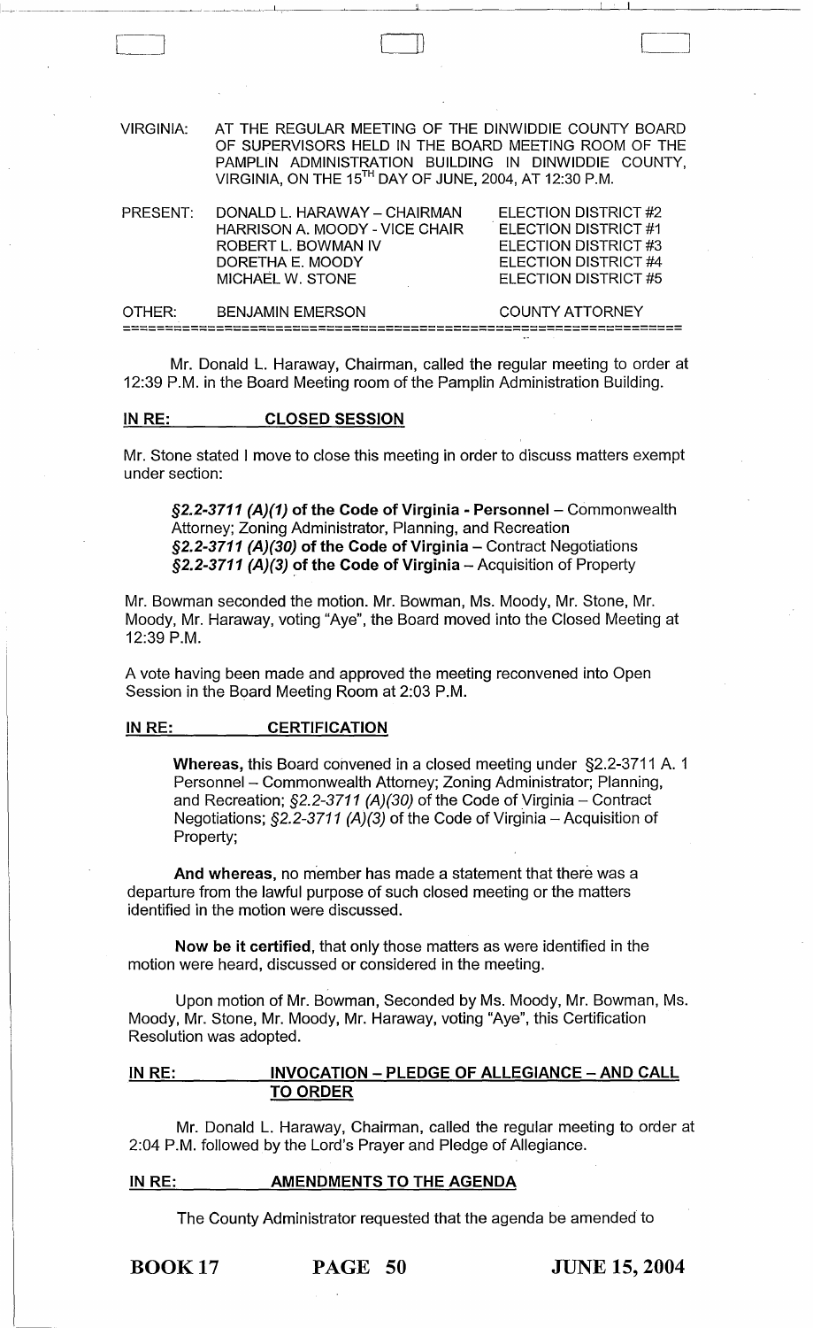VIRGINIA: AT THE REGULAR MEETING OF THE DINWIDDIE COUNTY BOARD OF SUPERVISORS HELD IN THE BOARD MEETING ROOM OF THE PAMPLIN ADMINISTRATION BUILDING IN DINWIDDIE COUNTY, VIRGINIA, ON THE 15TH DAY OF JUNE, 2004, AT 12:30 P.M.

| | | |
|---|---|---|
| PRESENT: | DONALD L. HARAWAY – CHAIRMAN | ELECTION DISTRICT #2 |
| | HARRISON A. MOODY - VICE CHAIR | ELECTION DISTRICT #1 |
| | ROBERT L. BOWMAN IV | ELECTION DISTRICT #3 |
| | DORETHA E. MOODY | ELECTION DISTRICT #4 |
| | MICHAEL W. STONE | ELECTION DISTRICT #5 |
| OTHER: | BENJAMIN EMERSON | COUNTY ATTORNEY |

Mr. Donald L. Haraway, Chairman, called the regular meeting to order at 12:39 P.M. in the Board Meeting room of the Pamplin Administration Building.

**IN RE: CLOSED SESSION**

Mr. Stone stated I move to close this meeting in order to discuss matters exempt under section:

> ***§2.2-3711 (A)(1)* of the Code of Virginia - Personnel** – Commonwealth Attorney; Zoning Administrator, Planning, and Recreation
> ***§2.2-3711 (A)(30)* of the Code of Virginia** – Contract Negotiations
> ***§2.2-3711 (A)(3)* of the Code of Virginia** – Acquisition of Property

Mr. Bowman seconded the motion. Mr. Bowman, Ms. Moody, Mr. Stone, Mr. Moody, Mr. Haraway, voting "Aye", the Board moved into the Closed Meeting at 12:39 P.M.

A vote having been made and approved the meeting reconvened into Open Session in the Board Meeting Room at 2:03 P.M.

**IN RE: CERTIFICATION**

> **Whereas,** this Board convened in a closed meeting under §2.2-3711 A. 1 Personnel – Commonwealth Attorney; Zoning Administrator; Planning, and Recreation; *§2.2-3711 (A)(30)* of the Code of Virginia – Contract Negotiations; *§2.2-3711 (A)(3)* of the Code of Virginia – Acquisition of Property;
>
> **And whereas,** no member has made a statement that there was a departure from the lawful purpose of such closed meeting or the matters identified in the motion were discussed.
>
> **Now be it certified,** that only those matters as were identified in the motion were heard, discussed or considered in the meeting.
>
> Upon motion of Mr. Bowman, Seconded by Ms. Moody, Mr. Bowman, Ms. Moody, Mr. Stone, Mr. Moody, Mr. Haraway, voting "Aye", this Certification Resolution was adopted.

**IN RE: INVOCATION – PLEDGE OF ALLEGIANCE – AND CALL TO ORDER**

Mr. Donald L. Haraway, Chairman, called the regular meeting to order at 2:04 P.M. followed by the Lord's Prayer and Pledge of Allegiance.

**IN RE: AMENDMENTS TO THE AGENDA**

The County Administrator requested that the agenda be amended to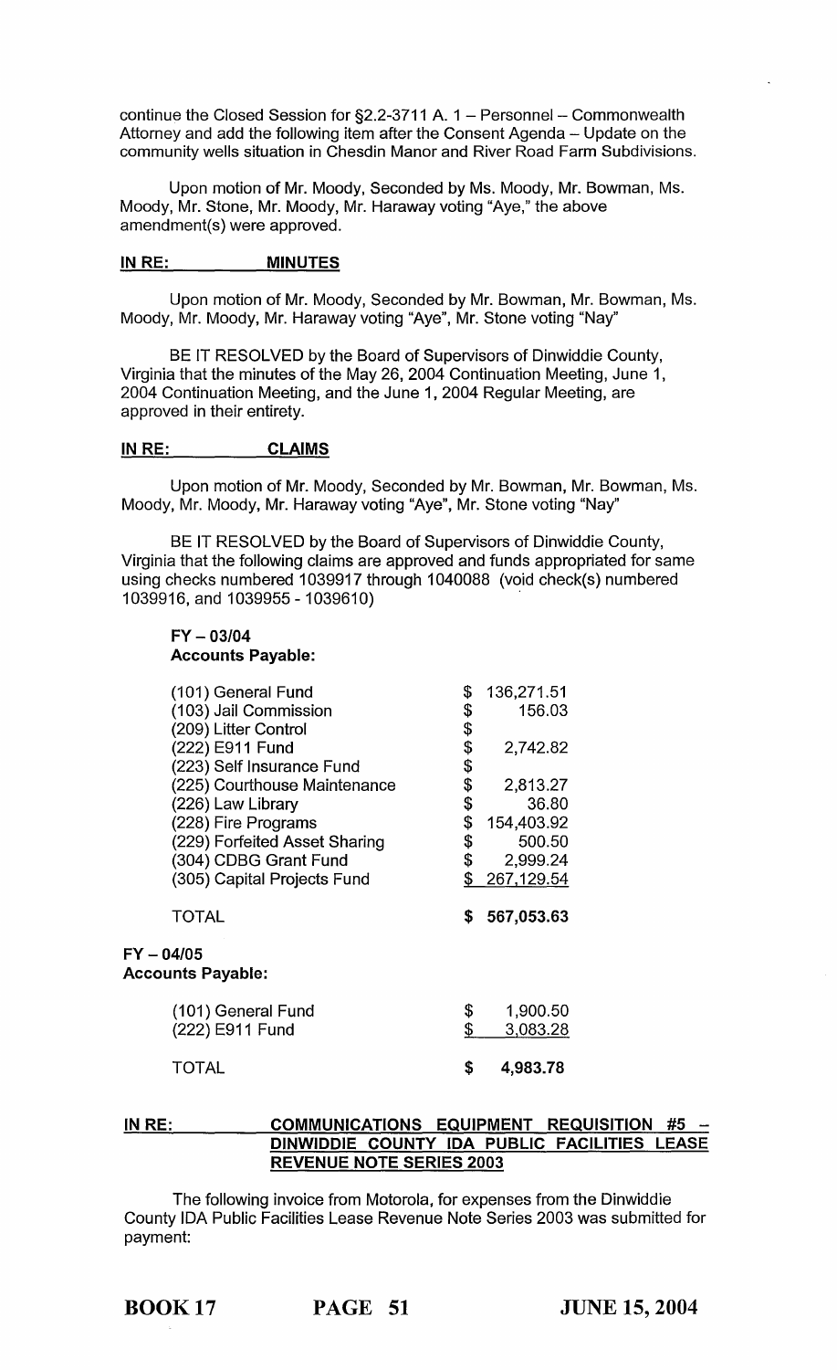continue the Closed Session for §2.2-3711 A. 1 – Personnel – Commonwealth Attorney and add the following item after the Consent Agenda – Update on the community wells situation in Chesdin Manor and River Road Farm Subdivisions.

Upon motion of Mr. Moody, Seconded by Ms. Moody, Mr. Bowman, Ms. Moody, Mr. Stone, Mr. Moody, Mr. Haraway voting "Aye," the above amendment(s) were approved.

## IN RE: MINUTES

Upon motion of Mr. Moody, Seconded by Mr. Bowman, Mr. Bowman, Ms. Moody, Mr. Moody, Mr. Haraway voting "Aye", Mr. Stone voting "Nay"

BE IT RESOLVED by the Board of Supervisors of Dinwiddie County, Virginia that the minutes of the May 26, 2004 Continuation Meeting, June 1, 2004 Continuation Meeting, and the June 1, 2004 Regular Meeting, are approved in their entirety.

## IN RE: CLAIMS

Upon motion of Mr. Moody, Seconded by Mr. Bowman, Mr. Bowman, Ms. Moody, Mr. Moody, Mr. Haraway voting "Aye", Mr. Stone voting "Nay"

BE IT RESOLVED by the Board of Supervisors of Dinwiddie County, Virginia that the following claims are approved and funds appropriated for same using checks numbered 1039917 through 1040088 (void check(s) numbered 1039916, and 1039955 - 1039610)

**FY – 03/04**
**Accounts Payable:**

| | |
|---|---|
| (101) General Fund | $ 136,271.51 |
| (103) Jail Commission | $ 156.03 |
| (209) Litter Control | $ |
| (222) E911 Fund | $ 2,742.82 |
| (223) Self Insurance Fund | $ |
| (225) Courthouse Maintenance | $ 2,813.27 |
| (226) Law Library | $ 36.80 |
| (228) Fire Programs | $ 154,403.92 |
| (229) Forfeited Asset Sharing | $ 500.50 |
| (304) CDBG Grant Fund | $ 2,999.24 |
| (305) Capital Projects Fund | $ 267,129.54 |
| TOTAL | **$ 567,053.63** |

**FY – 04/05**
**Accounts Payable:**

| | |
|---|---|
| (101) General Fund | $ 1,900.50 |
| (222) E911 Fund | $ 3,083.28 |
| TOTAL | **$ 4,983.78** |

## IN RE: COMMUNICATIONS EQUIPMENT REQUISITION #5 – DINWIDDIE COUNTY IDA PUBLIC FACILITIES LEASE REVENUE NOTE SERIES 2003

The following invoice from Motorola, for expenses from the Dinwiddie County IDA Public Facilities Lease Revenue Note Series 2003 was submitted for payment: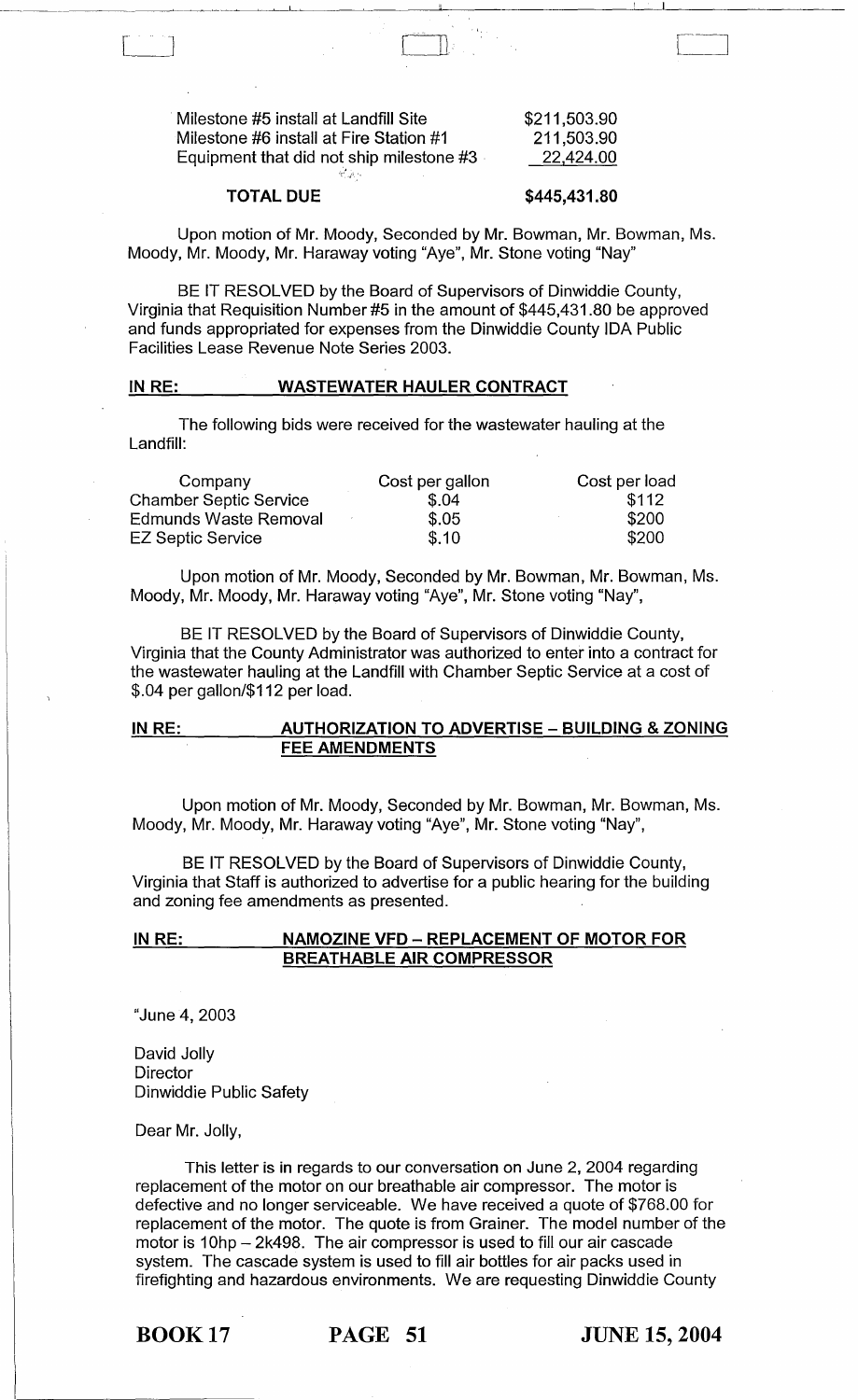| | |
|---|---|
| Milestone #5 install at Landfill Site | $211,503.90 |
| Milestone #6 install at Fire Station #1 | 211,503.90 |
| Equipment that did not ship milestone #3 | 22,424.00 |
| **TOTAL DUE** | **$445,431.80** |

Upon motion of Mr. Moody, Seconded by Mr. Bowman, Mr. Bowman, Ms. Moody, Mr. Moody, Mr. Haraway voting "Aye", Mr. Stone voting "Nay"

BE IT RESOLVED by the Board of Supervisors of Dinwiddie County, Virginia that Requisition Number #5 in the amount of $445,431.80 be approved and funds appropriated for expenses from the Dinwiddie County IDA Public Facilities Lease Revenue Note Series 2003.

## IN RE: WASTEWATER HAULER CONTRACT

The following bids were received for the wastewater hauling at the Landfill:

| Company | Cost per gallon | Cost per load |
|---|---|---|
| Chamber Septic Service | $.04 | $112 |
| Edmunds Waste Removal | $.05 | $200 |
| EZ Septic Service | $.10 | $200 |

Upon motion of Mr. Moody, Seconded by Mr. Bowman, Mr. Bowman, Ms. Moody, Mr. Moody, Mr. Haraway voting "Aye", Mr. Stone voting "Nay",

BE IT RESOLVED by the Board of Supervisors of Dinwiddie County, Virginia that the County Administrator was authorized to enter into a contract for the wastewater hauling at the Landfill with Chamber Septic Service at a cost of $.04 per gallon/$112 per load.

## IN RE: AUTHORIZATION TO ADVERTISE – BUILDING & ZONING FEE AMENDMENTS

Upon motion of Mr. Moody, Seconded by Mr. Bowman, Mr. Bowman, Ms. Moody, Mr. Moody, Mr. Haraway voting "Aye", Mr. Stone voting "Nay",

BE IT RESOLVED by the Board of Supervisors of Dinwiddie County, Virginia that Staff is authorized to advertise for a public hearing for the building and zoning fee amendments as presented.

## IN RE: NAMOZINE VFD – REPLACEMENT OF MOTOR FOR BREATHABLE AIR COMPRESSOR

"June 4, 2003

David Jolly
Director
Dinwiddie Public Safety

Dear Mr. Jolly,

This letter is in regards to our conversation on June 2, 2004 regarding replacement of the motor on our breathable air compressor. The motor is defective and no longer serviceable. We have received a quote of $768.00 for replacement of the motor. The quote is from Grainer. The model number of the motor is 10hp – 2k498. The air compressor is used to fill our air cascade system. The cascade system is used to fill air bottles for air packs used in firefighting and hazardous environments. We are requesting Dinwiddie County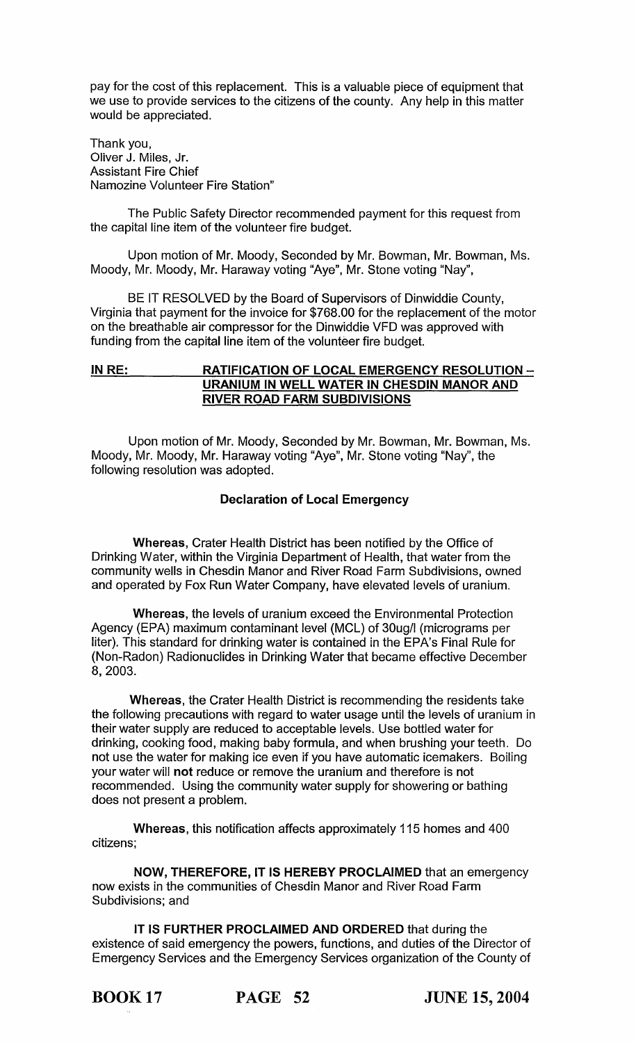pay for the cost of this replacement. This is a valuable piece of equipment that we use to provide services to the citizens of the county. Any help in this matter would be appreciated.

Thank you,
Oliver J. Miles, Jr.
Assistant Fire Chief
Namozine Volunteer Fire Station"

The Public Safety Director recommended payment for this request from the capital line item of the volunteer fire budget.

Upon motion of Mr. Moody, Seconded by Mr. Bowman, Mr. Bowman, Ms. Moody, Mr. Moody, Mr. Haraway voting "Aye", Mr. Stone voting "Nay",

BE IT RESOLVED by the Board of Supervisors of Dinwiddie County, Virginia that payment for the invoice for $768.00 for the replacement of the motor on the breathable air compressor for the Dinwiddie VFD was approved with funding from the capital line item of the volunteer fire budget.

**IN RE: RATIFICATION OF LOCAL EMERGENCY RESOLUTION – URANIUM IN WELL WATER IN CHESDIN MANOR AND RIVER ROAD FARM SUBDIVISIONS**

Upon motion of Mr. Moody, Seconded by Mr. Bowman, Mr. Bowman, Ms. Moody, Mr. Moody, Mr. Haraway voting "Aye", Mr. Stone voting "Nay", the following resolution was adopted.

**Declaration of Local Emergency**

**Whereas,** Crater Health District has been notified by the Office of Drinking Water, within the Virginia Department of Health, that water from the community wells in Chesdin Manor and River Road Farm Subdivisions, owned and operated by Fox Run Water Company, have elevated levels of uranium.

**Whereas,** the levels of uranium exceed the Environmental Protection Agency (EPA) maximum contaminant level (MCL) of 30ug/l (micrograms per liter). This standard for drinking water is contained in the EPA's Final Rule for (Non-Radon) Radionuclides in Drinking Water that became effective December 8, 2003.

**Whereas,** the Crater Health District is recommending the residents take the following precautions with regard to water usage until the levels of uranium in their water supply are reduced to acceptable levels. Use bottled water for drinking, cooking food, making baby formula, and when brushing your teeth. Do not use the water for making ice even if you have automatic icemakers. Boiling your water will **not** reduce or remove the uranium and therefore is not recommended. Using the community water supply for showering or bathing does not present a problem.

**Whereas,** this notification affects approximately 115 homes and 400 citizens;

**NOW, THEREFORE, IT IS HEREBY PROCLAIMED** that an emergency now exists in the communities of Chesdin Manor and River Road Farm Subdivisions; and

**IT IS FURTHER PROCLAIMED AND ORDERED** that during the existence of said emergency the powers, functions, and duties of the Director of Emergency Services and the Emergency Services organization of the County of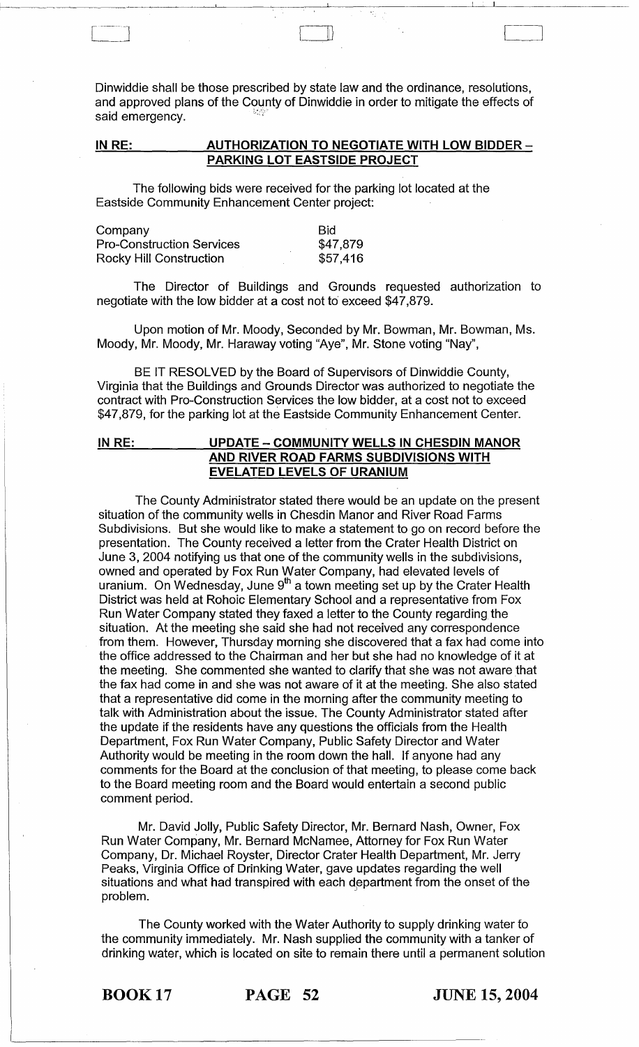Dinwiddie shall be those prescribed by state law and the ordinance, resolutions, and approved plans of the County of Dinwiddie in order to mitigate the effects of said emergency.

**IN RE: AUTHORIZATION TO NEGOTIATE WITH LOW BIDDER – PARKING LOT EASTSIDE PROJECT**

The following bids were received for the parking lot located at the Eastside Community Enhancement Center project:

| Company | Bid |
|---|---|
| Pro-Construction Services | $47,879 |
| Rocky Hill Construction | $57,416 |

The Director of Buildings and Grounds requested authorization to negotiate with the low bidder at a cost not to exceed $47,879.

Upon motion of Mr. Moody, Seconded by Mr. Bowman, Mr. Bowman, Ms. Moody, Mr. Moody, Mr. Haraway voting "Aye", Mr. Stone voting "Nay",

BE IT RESOLVED by the Board of Supervisors of Dinwiddie County, Virginia that the Buildings and Grounds Director was authorized to negotiate the contract with Pro-Construction Services the low bidder, at a cost not to exceed $47,879, for the parking lot at the Eastside Community Enhancement Center.

**IN RE: UPDATE – COMMUNITY WELLS IN CHESDIN MANOR AND RIVER ROAD FARMS SUBDIVISIONS WITH EVELATED LEVELS OF URANIUM**

The County Administrator stated there would be an update on the present situation of the community wells in Chesdin Manor and River Road Farms Subdivisions. But she would like to make a statement to go on record before the presentation. The County received a letter from the Crater Health District on June 3, 2004 notifying us that one of the community wells in the subdivisions, owned and operated by Fox Run Water Company, had elevated levels of uranium. On Wednesday, June 9th a town meeting set up by the Crater Health District was held at Rohoic Elementary School and a representative from Fox Run Water Company stated they faxed a letter to the County regarding the situation. At the meeting she said she had not received any correspondence from them. However, Thursday morning she discovered that a fax had come into the office addressed to the Chairman and her but she had no knowledge of it at the meeting. She commented she wanted to clarify that she was not aware that the fax had come in and she was not aware of it at the meeting. She also stated that a representative did come in the morning after the community meeting to talk with Administration about the issue. The County Administrator stated after the update if the residents have any questions the officials from the Health Department, Fox Run Water Company, Public Safety Director and Water Authority would be meeting in the room down the hall. If anyone had any comments for the Board at the conclusion of that meeting, to please come back to the Board meeting room and the Board would entertain a second public comment period.

Mr. David Jolly, Public Safety Director, Mr. Bernard Nash, Owner, Fox Run Water Company, Mr. Bernard McNamee, Attorney for Fox Run Water Company, Dr. Michael Royster, Director Crater Health Department, Mr. Jerry Peaks, Virginia Office of Drinking Water, gave updates regarding the well situations and what had transpired with each department from the onset of the problem.

The County worked with the Water Authority to supply drinking water to the community immediately. Mr. Nash supplied the community with a tanker of drinking water, which is located on site to remain there until a permanent solution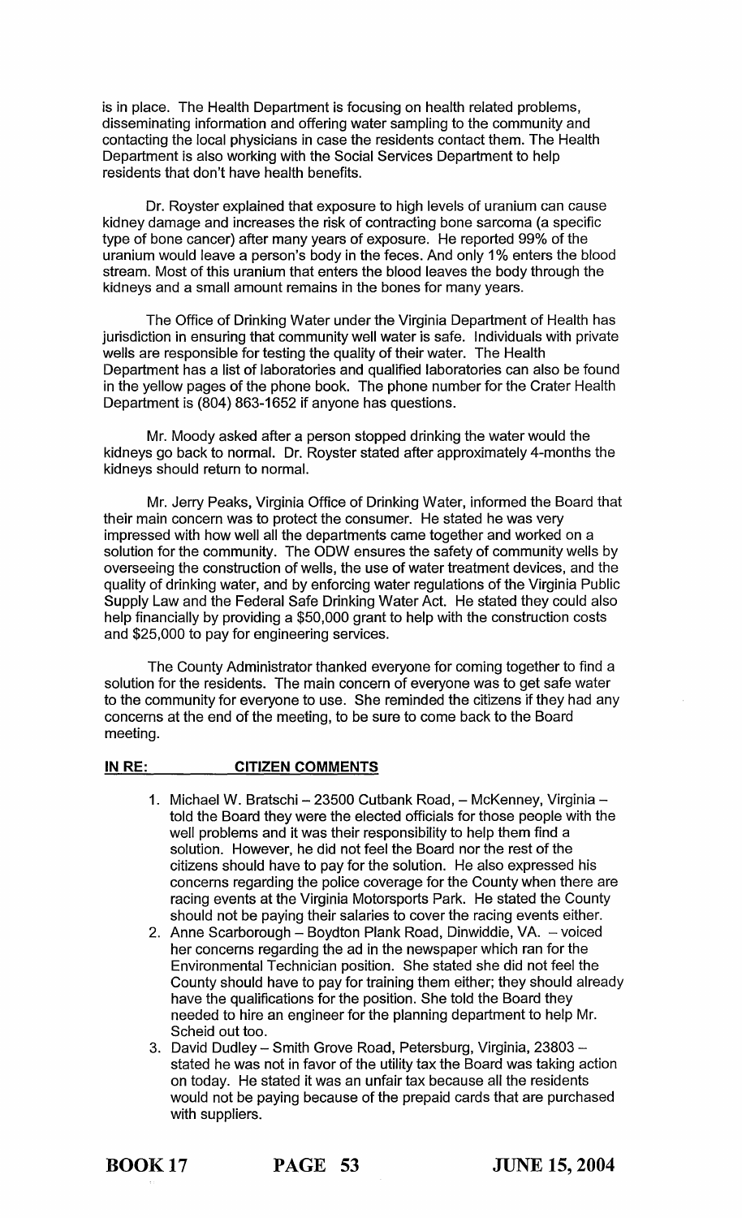is in place. The Health Department is focusing on health related problems, disseminating information and offering water sampling to the community and contacting the local physicians in case the residents contact them. The Health Department is also working with the Social Services Department to help residents that don't have health benefits.

Dr. Royster explained that exposure to high levels of uranium can cause kidney damage and increases the risk of contracting bone sarcoma (a specific type of bone cancer) after many years of exposure. He reported 99% of the uranium would leave a person's body in the feces. And only 1% enters the blood stream. Most of this uranium that enters the blood leaves the body through the kidneys and a small amount remains in the bones for many years.

The Office of Drinking Water under the Virginia Department of Health has jurisdiction in ensuring that community well water is safe. Individuals with private wells are responsible for testing the quality of their water. The Health Department has a list of laboratories and qualified laboratories can also be found in the yellow pages of the phone book. The phone number for the Crater Health Department is (804) 863-1652 if anyone has questions.

Mr. Moody asked after a person stopped drinking the water would the kidneys go back to normal. Dr. Royster stated after approximately 4-months the kidneys should return to normal.

Mr. Jerry Peaks, Virginia Office of Drinking Water, informed the Board that their main concern was to protect the consumer. He stated he was very impressed with how well all the departments came together and worked on a solution for the community. The ODW ensures the safety of community wells by overseeing the construction of wells, the use of water treatment devices, and the quality of drinking water, and by enforcing water regulations of the Virginia Public Supply Law and the Federal Safe Drinking Water Act. He stated they could also help financially by providing a $50,000 grant to help with the construction costs and $25,000 to pay for engineering services.

The County Administrator thanked everyone for coming together to find a solution for the residents. The main concern of everyone was to get safe water to the community for everyone to use. She reminded the citizens if they had any concerns at the end of the meeting, to be sure to come back to the Board meeting.

**IN RE: CITIZEN COMMENTS**

1. Michael W. Bratschi – 23500 Cutbank Road, – McKenney, Virginia – told the Board they were the elected officials for those people with the well problems and it was their responsibility to help them find a solution. However, he did not feel the Board nor the rest of the citizens should have to pay for the solution. He also expressed his concerns regarding the police coverage for the County when there are racing events at the Virginia Motorsports Park. He stated the County should not be paying their salaries to cover the racing events either.
2. Anne Scarborough – Boydton Plank Road, Dinwiddie, VA. – voiced her concerns regarding the ad in the newspaper which ran for the Environmental Technician position. She stated she did not feel the County should have to pay for training them either; they should already have the qualifications for the position. She told the Board they needed to hire an engineer for the planning department to help Mr. Scheid out too.
3. David Dudley – Smith Grove Road, Petersburg, Virginia, 23803 – stated he was not in favor of the utility tax the Board was taking action on today. He stated it was an unfair tax because all the residents would not be paying because of the prepaid cards that are purchased with suppliers.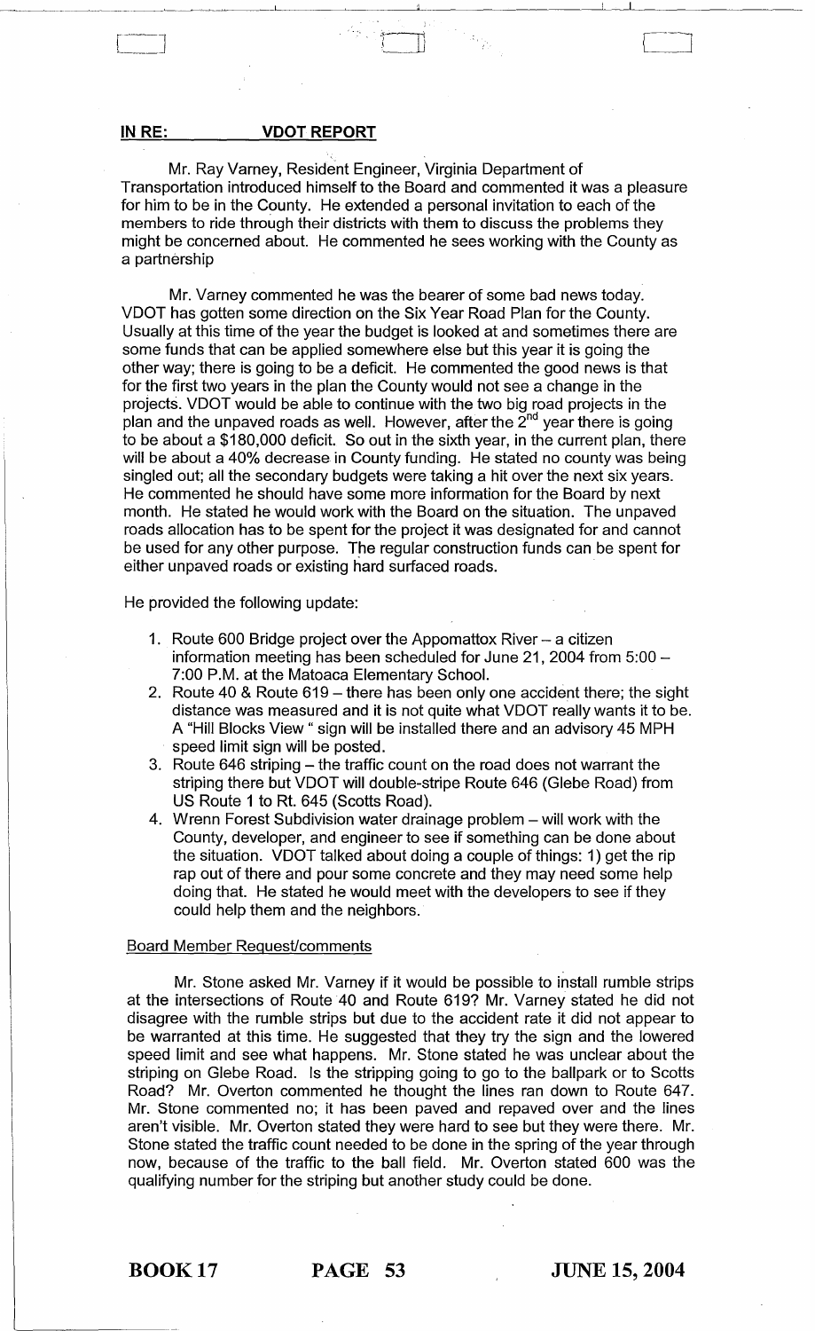**IN RE: VDOT REPORT**

Mr. Ray Varney, Resident Engineer, Virginia Department of Transportation introduced himself to the Board and commented it was a pleasure for him to be in the County. He extended a personal invitation to each of the members to ride through their districts with them to discuss the problems they might be concerned about. He commented he sees working with the County as a partnership

Mr. Varney commented he was the bearer of some bad news today. VDOT has gotten some direction on the Six Year Road Plan for the County. Usually at this time of the year the budget is looked at and sometimes there are some funds that can be applied somewhere else but this year it is going the other way; there is going to be a deficit. He commented the good news is that for the first two years in the plan the County would not see a change in the projects. VDOT would be able to continue with the two big road projects in the plan and the unpaved roads as well. However, after the 2nd year there is going to be about a $180,000 deficit. So out in the sixth year, in the current plan, there will be about a 40% decrease in County funding. He stated no county was being singled out; all the secondary budgets were taking a hit over the next six years. He commented he should have some more information for the Board by next month. He stated he would work with the Board on the situation. The unpaved roads allocation has to be spent for the project it was designated for and cannot be used for any other purpose. The regular construction funds can be spent for either unpaved roads or existing hard surfaced roads.

He provided the following update:

1. Route 600 Bridge project over the Appomattox River – a citizen information meeting has been scheduled for June 21, 2004 from 5:00 – 7:00 P.M. at the Matoaca Elementary School.
2. Route 40 & Route 619 – there has been only one accident there; the sight distance was measured and it is not quite what VDOT really wants it to be. A "Hill Blocks View " sign will be installed there and an advisory 45 MPH speed limit sign will be posted.
3. Route 646 striping – the traffic count on the road does not warrant the striping there but VDOT will double-stripe Route 646 (Glebe Road) from US Route 1 to Rt. 645 (Scotts Road).
4. Wrenn Forest Subdivision water drainage problem – will work with the County, developer, and engineer to see if something can be done about the situation. VDOT talked about doing a couple of things: 1) get the rip rap out of there and pour some concrete and they may need some help doing that. He stated he would meet with the developers to see if they could help them and the neighbors.

Board Member Request/comments

Mr. Stone asked Mr. Varney if it would be possible to install rumble strips at the intersections of Route 40 and Route 619? Mr. Varney stated he did not disagree with the rumble strips but due to the accident rate it did not appear to be warranted at this time. He suggested that they try the sign and the lowered speed limit and see what happens. Mr. Stone stated he was unclear about the striping on Glebe Road. Is the stripping going to go to the ballpark or to Scotts Road? Mr. Overton commented he thought the lines ran down to Route 647. Mr. Stone commented no; it has been paved and repaved over and the lines aren't visible. Mr. Overton stated they were hard to see but they were there. Mr. Stone stated the traffic count needed to be done in the spring of the year through now, because of the traffic to the ball field. Mr. Overton stated 600 was the qualifying number for the striping but another study could be done.

BOOK 17 PAGE 53 JUNE 15, 2004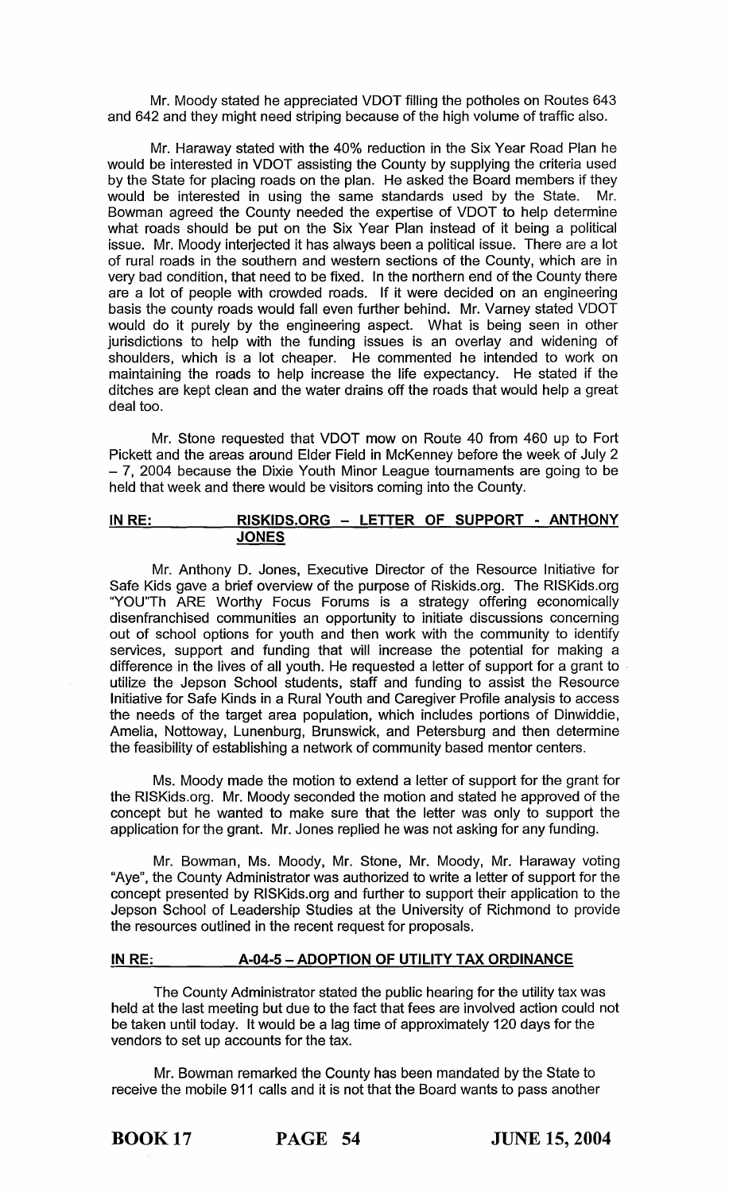Mr. Moody stated he appreciated VDOT filling the potholes on Routes 643 and 642 and they might need striping because of the high volume of traffic also.

Mr. Haraway stated with the 40% reduction in the Six Year Road Plan he would be interested in VDOT assisting the County by supplying the criteria used by the State for placing roads on the plan. He asked the Board members if they would be interested in using the same standards used by the State. Mr. Bowman agreed the County needed the expertise of VDOT to help determine what roads should be put on the Six Year Plan instead of it being a political issue. Mr. Moody interjected it has always been a political issue. There are a lot of rural roads in the southern and western sections of the County, which are in very bad condition, that need to be fixed. In the northern end of the County there are a lot of people with crowded roads. If it were decided on an engineering basis the county roads would fall even further behind. Mr. Varney stated VDOT would do it purely by the engineering aspect. What is being seen in other jurisdictions to help with the funding issues is an overlay and widening of shoulders, which is a lot cheaper. He commented he intended to work on maintaining the roads to help increase the life expectancy. He stated if the ditches are kept clean and the water drains off the roads that would help a great deal too.

Mr. Stone requested that VDOT mow on Route 40 from 460 up to Fort Pickett and the areas around Elder Field in McKenney before the week of July 2 – 7, 2004 because the Dixie Youth Minor League tournaments are going to be held that week and there would be visitors coming into the County.

## IN RE: RISKIDS.ORG – LETTER OF SUPPORT - ANTHONY JONES

Mr. Anthony D. Jones, Executive Director of the Resource Initiative for Safe Kids gave a brief overview of the purpose of Riskids.org. The RISKids.org "YOU"Th ARE Worthy Focus Forums is a strategy offering economically disenfranchised communities an opportunity to initiate discussions concerning out of school options for youth and then work with the community to identify services, support and funding that will increase the potential for making a difference in the lives of all youth. He requested a letter of support for a grant to utilize the Jepson School students, staff and funding to assist the Resource Initiative for Safe Kinds in a Rural Youth and Caregiver Profile analysis to access the needs of the target area population, which includes portions of Dinwiddie, Amelia, Nottoway, Lunenburg, Brunswick, and Petersburg and then determine the feasibility of establishing a network of community based mentor centers.

Ms. Moody made the motion to extend a letter of support for the grant for the RISKids.org. Mr. Moody seconded the motion and stated he approved of the concept but he wanted to make sure that the letter was only to support the application for the grant. Mr. Jones replied he was not asking for any funding.

Mr. Bowman, Ms. Moody, Mr. Stone, Mr. Moody, Mr. Haraway voting "Aye", the County Administrator was authorized to write a letter of support for the concept presented by RISKids.org and further to support their application to the Jepson School of Leadership Studies at the University of Richmond to provide the resources outlined in the recent request for proposals.

## IN RE: A-04-5 – ADOPTION OF UTILITY TAX ORDINANCE

The County Administrator stated the public hearing for the utility tax was held at the last meeting but due to the fact that fees are involved action could not be taken until today. It would be a lag time of approximately 120 days for the vendors to set up accounts for the tax.

Mr. Bowman remarked the County has been mandated by the State to receive the mobile 911 calls and it is not that the Board wants to pass another

**BOOK 17 PAGE 54 JUNE 15, 2004**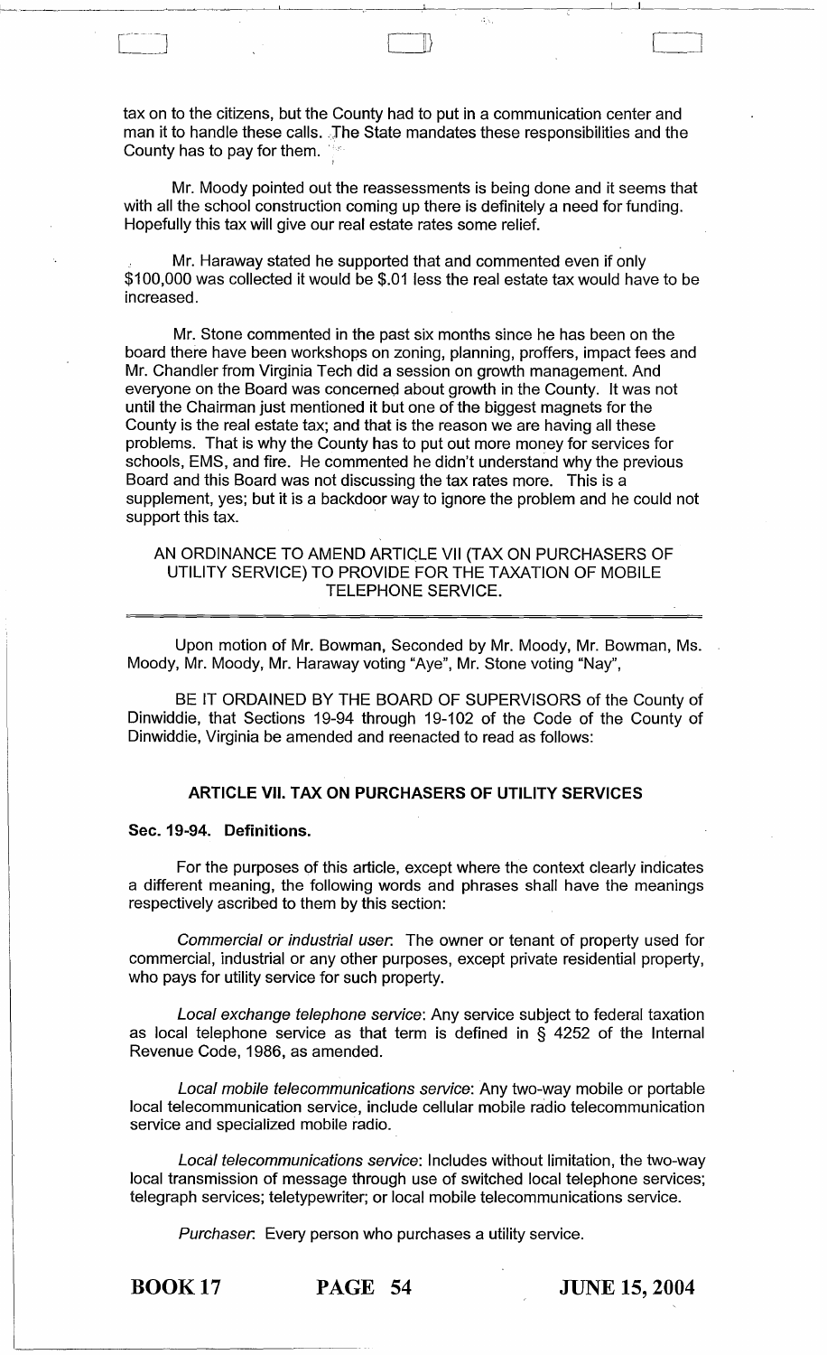tax on to the citizens, but the County had to put in a communication center and man it to handle these calls. The State mandates these responsibilities and the County has to pay for them.

Mr. Moody pointed out the reassessments is being done and it seems that with all the school construction coming up there is definitely a need for funding. Hopefully this tax will give our real estate rates some relief.

Mr. Haraway stated he supported that and commented even if only $100,000 was collected it would be $.01 less the real estate tax would have to be increased.

Mr. Stone commented in the past six months since he has been on the board there have been workshops on zoning, planning, proffers, impact fees and Mr. Chandler from Virginia Tech did a session on growth management. And everyone on the Board was concerned about growth in the County. It was not until the Chairman just mentioned it but one of the biggest magnets for the County is the real estate tax; and that is the reason we are having all these problems. That is why the County has to put out more money for services for schools, EMS, and fire. He commented he didn't understand why the previous Board and this Board was not discussing the tax rates more. This is a supplement, yes; but it is a backdoor way to ignore the problem and he could not support this tax.

AN ORDINANCE TO AMEND ARTICLE VII (TAX ON PURCHASERS OF UTILITY SERVICE) TO PROVIDE FOR THE TAXATION OF MOBILE TELEPHONE SERVICE.

Upon motion of Mr. Bowman, Seconded by Mr. Moody, Mr. Bowman, Ms. Moody, Mr. Moody, Mr. Haraway voting "Aye", Mr. Stone voting "Nay",

BE IT ORDAINED BY THE BOARD OF SUPERVISORS of the County of Dinwiddie, that Sections 19-94 through 19-102 of the Code of the County of Dinwiddie, Virginia be amended and reenacted to read as follows:

## ARTICLE VII. TAX ON PURCHASERS OF UTILITY SERVICES

### Sec. 19-94. Definitions.

For the purposes of this article, except where the context clearly indicates a different meaning, the following words and phrases shall have the meanings respectively ascribed to them by this section:

*Commercial or industrial user*: The owner or tenant of property used for commercial, industrial or any other purposes, except private residential property, who pays for utility service for such property.

*Local exchange telephone service*: Any service subject to federal taxation as local telephone service as that term is defined in § 4252 of the Internal Revenue Code, 1986, as amended.

*Local mobile telecommunications service*: Any two-way mobile or portable local telecommunication service, include cellular mobile radio telecommunication service and specialized mobile radio.

*Local telecommunications service*: Includes without limitation, the two-way local transmission of message through use of switched local telephone services; telegraph services; teletypewriter; or local mobile telecommunications service.

*Purchaser*: Every person who purchases a utility service.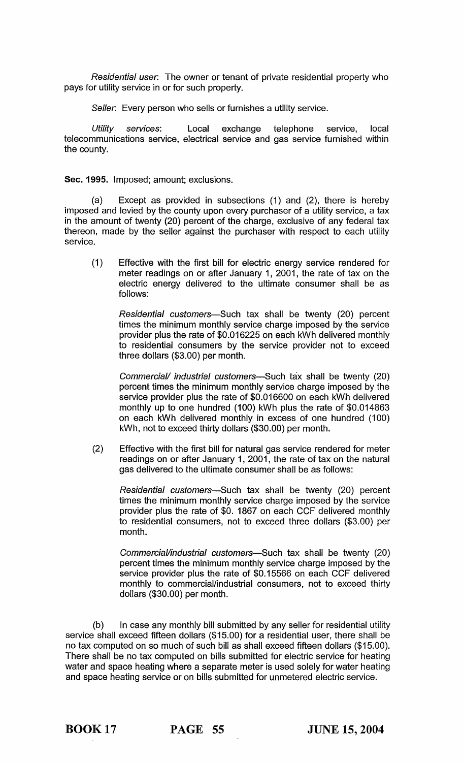*Residential user*: The owner or tenant of private residential property who pays for utility service in or for such property.

*Seller*: Every person who sells or furnishes a utility service.

*Utility services*: Local exchange telephone service, local telecommunications service, electrical service and gas service furnished within the county.

**Sec. 1995.** Imposed; amount; exclusions.

(a) Except as provided in subsections (1) and (2), there is hereby imposed and levied by the county upon every purchaser of a utility service, a tax in the amount of twenty (20) percent of the charge, exclusive of any federal tax thereon, made by the seller against the purchaser with respect to each utility service.

(1) Effective with the first bill for electric energy service rendered for meter readings on or after January 1, 2001, the rate of tax on the electric energy delivered to the ultimate consumer shall be as follows:

*Residential customers*—Such tax shall be twenty (20) percent times the minimum monthly service charge imposed by the service provider plus the rate of $0.016225 on each kWh delivered monthly to residential consumers by the service provider not to exceed three dollars ($3.00) per month.

*Commercial/ industrial customers*—Such tax shall be twenty (20) percent times the minimum monthly service charge imposed by the service provider plus the rate of $0.016600 on each kWh delivered monthly up to one hundred (100) kWh plus the rate of $0.014863 on each kWh delivered monthly in excess of one hundred (100) kWh, not to exceed thirty dollars ($30.00) per month.

(2) Effective with the first bill for natural gas service rendered for meter readings on or after January 1, 2001, the rate of tax on the natural gas delivered to the ultimate consumer shall be as follows:

*Residential customers*—Such tax shall be twenty (20) percent times the minimum monthly service charge imposed by the service provider plus the rate of $0. 1867 on each CCF delivered monthly to residential consumers, not to exceed three dollars ($3.00) per month.

*Commercial/industrial customers*—Such tax shall be twenty (20) percent times the minimum monthly service charge imposed by the service provider plus the rate of $0.15566 on each CCF delivered monthly to commercial/industrial consumers, not to exceed thirty dollars ($30.00) per month.

(b) In case any monthly bill submitted by any seller for residential utility service shall exceed fifteen dollars ($15.00) for a residential user, there shall be no tax computed on so much of such bill as shall exceed fifteen dollars ($15.00). There shall be no tax computed on bills submitted for electric service for heating water and space heating where a separate meter is used solely for water heating and space heating service or on bills submitted for unmetered electric service.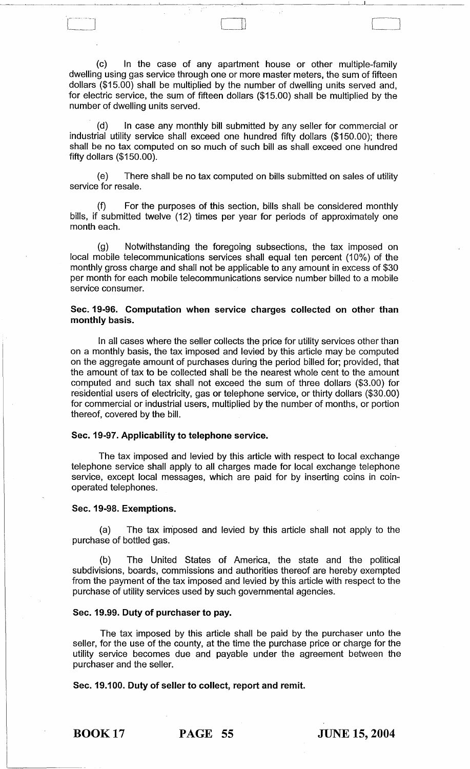(c) In the case of any apartment house or other multiple-family dwelling using gas service through one or more master meters, the sum of fifteen dollars ($15.00) shall be multiplied by the number of dwelling units served and, for electric service, the sum of fifteen dollars ($15.00) shall be multiplied by the number of dwelling units served.

(d) In case any monthly bill submitted by any seller for commercial or industrial utility service shall exceed one hundred fifty dollars ($150.00); there shall be no tax computed on so much of such bill as shall exceed one hundred fifty dollars ($150.00).

(e) There shall be no tax computed on bills submitted on sales of utility service for resale.

(f) For the purposes of this section, bills shall be considered monthly bills, if submitted twelve (12) times per year for periods of approximately one month each.

(g) Notwithstanding the foregoing subsections, the tax imposed on local mobile telecommunications services shall equal ten percent (10%) of the monthly gross charge and shall not be applicable to any amount in excess of $30 per month for each mobile telecommunications service number billed to a mobile service consumer.

**Sec. 19-96. Computation when service charges collected on other than monthly basis.**

In all cases where the seller collects the price for utility services other than on a monthly basis, the tax imposed and levied by this article may be computed on the aggregate amount of purchases during the period billed for; provided, that the amount of tax to be collected shall be the nearest whole cent to the amount computed and such tax shall not exceed the sum of three dollars ($3.00) for residential users of electricity, gas or telephone service, or thirty dollars ($30.00) for commercial or industrial users, multiplied by the number of months, or portion thereof, covered by the bill.

**Sec. 19-97. Applicability to telephone service.**

The tax imposed and levied by this article with respect to local exchange telephone service shall apply to all charges made for local exchange telephone service, except local messages, which are paid for by inserting coins in coin-operated telephones.

**Sec. 19-98. Exemptions.**

(a) The tax imposed and levied by this article shall not apply to the purchase of bottled gas.

(b) The United States of America, the state and the political subdivisions, boards, commissions and authorities thereof are hereby exempted from the payment of the tax imposed and levied by this article with respect to the purchase of utility services used by such governmental agencies.

**Sec. 19.99. Duty of purchaser to pay.**

The tax imposed by this article shall be paid by the purchaser unto the seller, for the use of the county, at the time the purchase price or charge for the utility service becomes due and payable under the agreement between the purchaser and the seller.

**Sec. 19.100. Duty of seller to collect, report and remit.**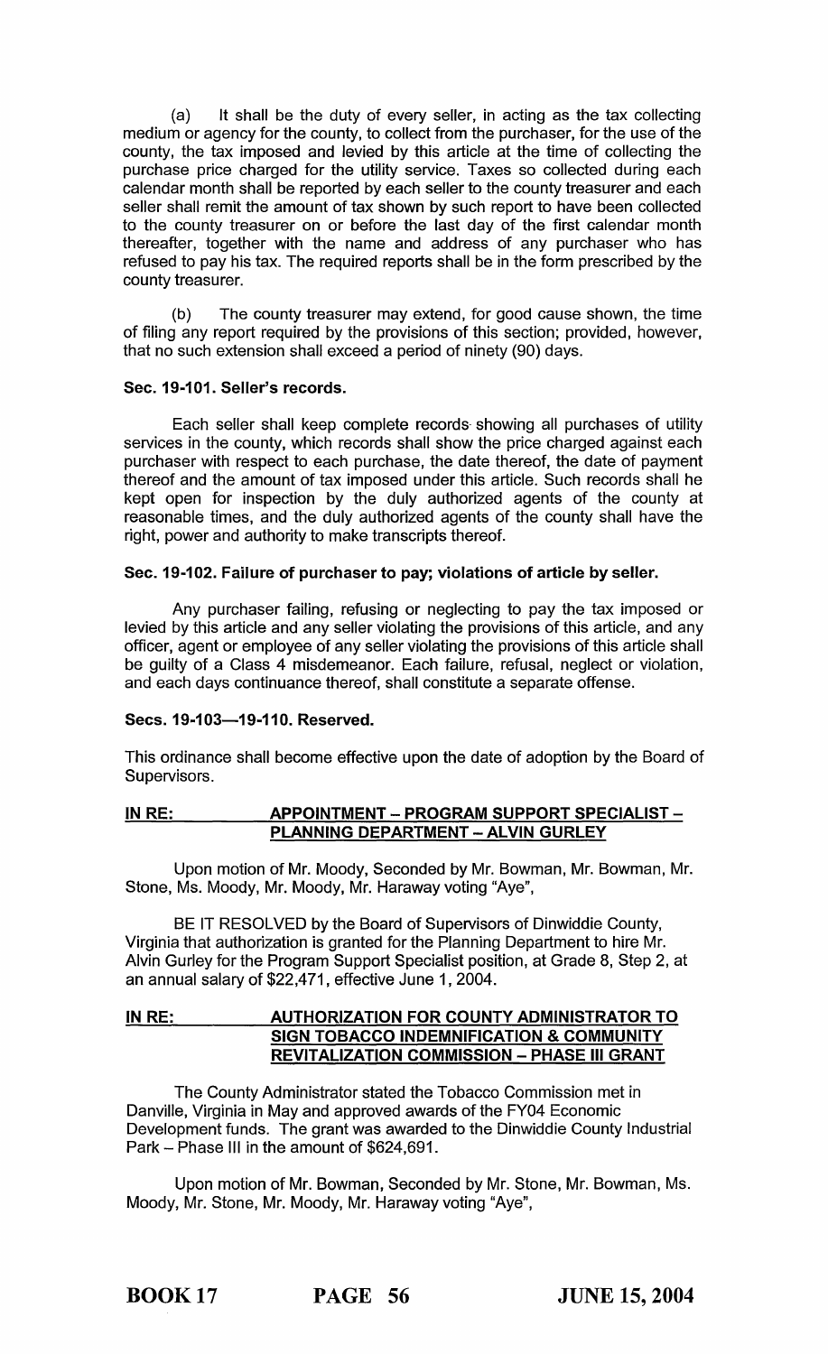(a) It shall be the duty of every seller, in acting as the tax collecting medium or agency for the county, to collect from the purchaser, for the use of the county, the tax imposed and levied by this article at the time of collecting the purchase price charged for the utility service. Taxes so collected during each calendar month shall be reported by each seller to the county treasurer and each seller shall remit the amount of tax shown by such report to have been collected to the county treasurer on or before the last day of the first calendar month thereafter, together with the name and address of any purchaser who has refused to pay his tax. The required reports shall be in the form prescribed by the county treasurer.

(b) The county treasurer may extend, for good cause shown, the time of filing any report required by the provisions of this section; provided, however, that no such extension shall exceed a period of ninety (90) days.

**Sec. 19-101. Seller's records.**

Each seller shall keep complete records showing all purchases of utility services in the county, which records shall show the price charged against each purchaser with respect to each purchase, the date thereof, the date of payment thereof and the amount of tax imposed under this article. Such records shall he kept open for inspection by the duly authorized agents of the county at reasonable times, and the duly authorized agents of the county shall have the right, power and authority to make transcripts thereof.

**Sec. 19-102. Failure of purchaser to pay; violations of article by seller.**

Any purchaser failing, refusing or neglecting to pay the tax imposed or levied by this article and any seller violating the provisions of this article, and any officer, agent or employee of any seller violating the provisions of this article shall be guilty of a Class 4 misdemeanor. Each failure, refusal, neglect or violation, and each days continuance thereof, shall constitute a separate offense.

**Secs. 19-103—19-110. Reserved.**

This ordinance shall become effective upon the date of adoption by the Board of Supervisors.

**IN RE: APPOINTMENT – PROGRAM SUPPORT SPECIALIST – PLANNING DEPARTMENT – ALVIN GURLEY**

Upon motion of Mr. Moody, Seconded by Mr. Bowman, Mr. Bowman, Mr. Stone, Ms. Moody, Mr. Moody, Mr. Haraway voting "Aye",

BE IT RESOLVED by the Board of Supervisors of Dinwiddie County, Virginia that authorization is granted for the Planning Department to hire Mr. Alvin Gurley for the Program Support Specialist position, at Grade 8, Step 2, at an annual salary of $22,471, effective June 1, 2004.

**IN RE: AUTHORIZATION FOR COUNTY ADMINISTRATOR TO SIGN TOBACCO INDEMNIFICATION & COMMUNITY REVITALIZATION COMMISSION – PHASE III GRANT**

The County Administrator stated the Tobacco Commission met in Danville, Virginia in May and approved awards of the FY04 Economic Development funds. The grant was awarded to the Dinwiddie County Industrial Park – Phase III in the amount of $624,691.

Upon motion of Mr. Bowman, Seconded by Mr. Stone, Mr. Bowman, Ms. Moody, Mr. Stone, Mr. Moody, Mr. Haraway voting "Aye",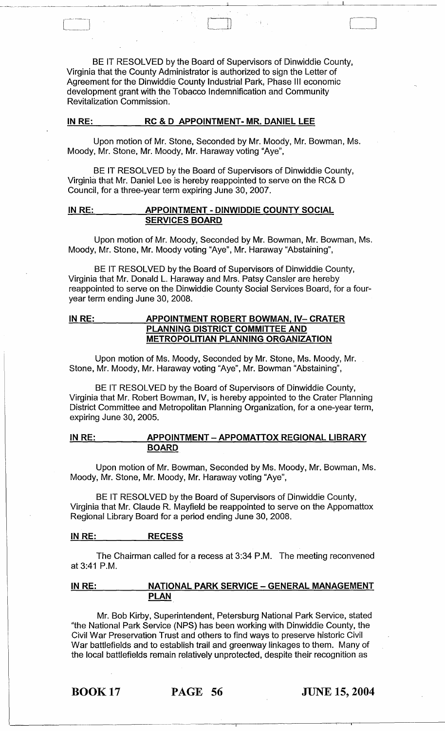BE IT RESOLVED by the Board of Supervisors of Dinwiddie County, Virginia that the County Administrator is authorized to sign the Letter of Agreement for the Dinwiddie County Industrial Park, Phase III economic development grant with the Tobacco Indemnification and Community Revitalization Commission.

**IN RE: RC & D APPOINTMENT- MR. DANIEL LEE**

Upon motion of Mr. Stone, Seconded by Mr. Moody, Mr. Bowman, Ms. Moody, Mr. Stone, Mr. Moody, Mr. Haraway voting "Aye",

BE IT RESOLVED by the Board of Supervisors of Dinwiddie County, Virginia that Mr. Daniel Lee is hereby reappointed to serve on the RC& D Council, for a three-year term expiring June 30, 2007.

**IN RE: APPOINTMENT - DINWIDDIE COUNTY SOCIAL SERVICES BOARD**

Upon motion of Mr. Moody, Seconded by Mr. Bowman, Mr. Bowman, Ms. Moody, Mr. Stone, Mr. Moody voting "Aye", Mr. Haraway "Abstaining",

BE IT RESOLVED by the Board of Supervisors of Dinwiddie County, Virginia that Mr. Donald L. Haraway and Mrs. Patsy Cansler are hereby reappointed to serve on the Dinwiddie County Social Services Board, for a four-year term ending June 30, 2008.

**IN RE: APPOINTMENT ROBERT BOWMAN, IV– CRATER PLANNING DISTRICT COMMITTEE AND METROPOLITAN PLANNING ORGANIZATION**

Upon motion of Ms. Moody, Seconded by Mr. Stone, Ms. Moody, Mr. Stone, Mr. Moody, Mr. Haraway voting "Aye", Mr. Bowman "Abstaining",

BE IT RESOLVED by the Board of Supervisors of Dinwiddie County, Virginia that Mr. Robert Bowman, IV, is hereby appointed to the Crater Planning District Committee and Metropolitan Planning Organization, for a one-year term, expiring June 30, 2005.

**IN RE: APPOINTMENT – APPOMATTOX REGIONAL LIBRARY BOARD**

Upon motion of Mr. Bowman, Seconded by Ms. Moody, Mr. Bowman, Ms. Moody, Mr. Stone, Mr. Moody, Mr. Haraway voting "Aye",

BE IT RESOLVED by the Board of Supervisors of Dinwiddie County, Virginia that Mr. Claude R. Mayfield be reappointed to serve on the Appomattox Regional Library Board for a period ending June 30, 2008.

**IN RE: RECESS**

The Chairman called for a recess at 3:34 P.M. The meeting reconvened at 3:41 P.M.

**IN RE: NATIONAL PARK SERVICE – GENERAL MANAGEMENT PLAN**

Mr. Bob Kirby, Superintendent, Petersburg National Park Service, stated "the National Park Service (NPS) has been working with Dinwiddie County, the Civil War Preservation Trust and others to find ways to preserve historic Civil War battlefields and to establish trail and greenway linkages to them. Many of the local battlefields remain relatively unprotected, despite their recognition as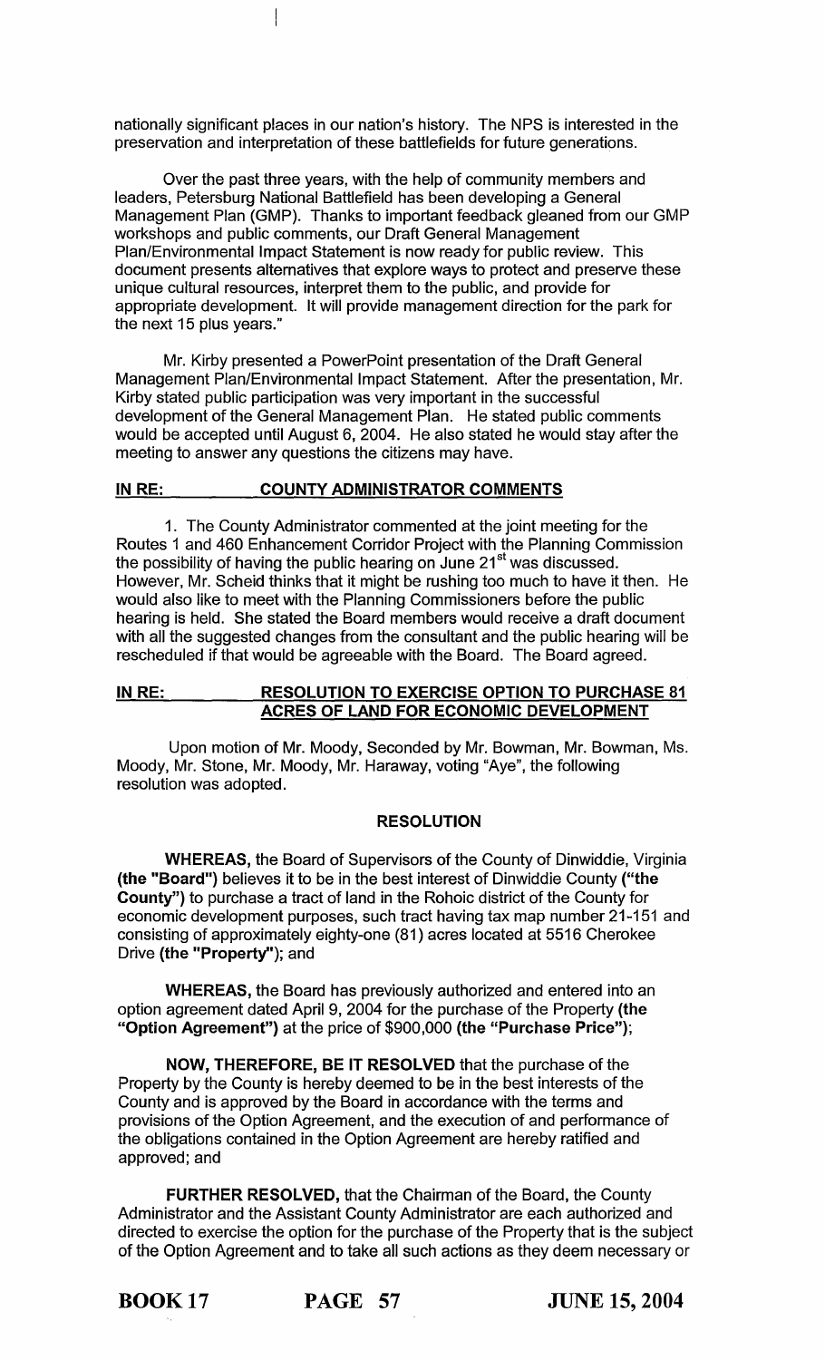nationally significant places in our nation's history. The NPS is interested in the preservation and interpretation of these battlefields for future generations.

Over the past three years, with the help of community members and leaders, Petersburg National Battlefield has been developing a General Management Plan (GMP). Thanks to important feedback gleaned from our GMP workshops and public comments, our Draft General Management Plan/Environmental Impact Statement is now ready for public review. This document presents alternatives that explore ways to protect and preserve these unique cultural resources, interpret them to the public, and provide for appropriate development. It will provide management direction for the park for the next 15 plus years."

Mr. Kirby presented a PowerPoint presentation of the Draft General Management Plan/Environmental Impact Statement. After the presentation, Mr. Kirby stated public participation was very important in the successful development of the General Management Plan. He stated public comments would be accepted until August 6, 2004. He also stated he would stay after the meeting to answer any questions the citizens may have.

**IN RE: COUNTY ADMINISTRATOR COMMENTS**

1. The County Administrator commented at the joint meeting for the Routes 1 and 460 Enhancement Corridor Project with the Planning Commission the possibility of having the public hearing on June 21st was discussed. However, Mr. Scheid thinks that it might be rushing too much to have it then. He would also like to meet with the Planning Commissioners before the public hearing is held. She stated the Board members would receive a draft document with all the suggested changes from the consultant and the public hearing will be rescheduled if that would be agreeable with the Board. The Board agreed.

**IN RE: RESOLUTION TO EXERCISE OPTION TO PURCHASE 81 ACRES OF LAND FOR ECONOMIC DEVELOPMENT**

Upon motion of Mr. Moody, Seconded by Mr. Bowman, Mr. Bowman, Ms. Moody, Mr. Stone, Mr. Moody, Mr. Haraway, voting "Aye", the following resolution was adopted.

**RESOLUTION**

**WHEREAS,** the Board of Supervisors of the County of Dinwiddie, Virginia **(the "Board")** believes it to be in the best interest of Dinwiddie County **("the County")** to purchase a tract of land in the Rohoic district of the County for economic development purposes, such tract having tax map number 21-151 and consisting of approximately eighty-one (81) acres located at 5516 Cherokee Drive **(the "Property")**; and

**WHEREAS,** the Board has previously authorized and entered into an option agreement dated April 9, 2004 for the purchase of the Property **(the "Option Agreement")** at the price of $900,000 **(the "Purchase Price")**;

**NOW, THEREFORE, BE IT RESOLVED** that the purchase of the Property by the County is hereby deemed to be in the best interests of the County and is approved by the Board in accordance with the terms and provisions of the Option Agreement, and the execution of and performance of the obligations contained in the Option Agreement are hereby ratified and approved; and

**FURTHER RESOLVED,** that the Chairman of the Board, the County Administrator and the Assistant County Administrator are each authorized and directed to exercise the option for the purchase of the Property that is the subject of the Option Agreement and to take all such actions as they deem necessary or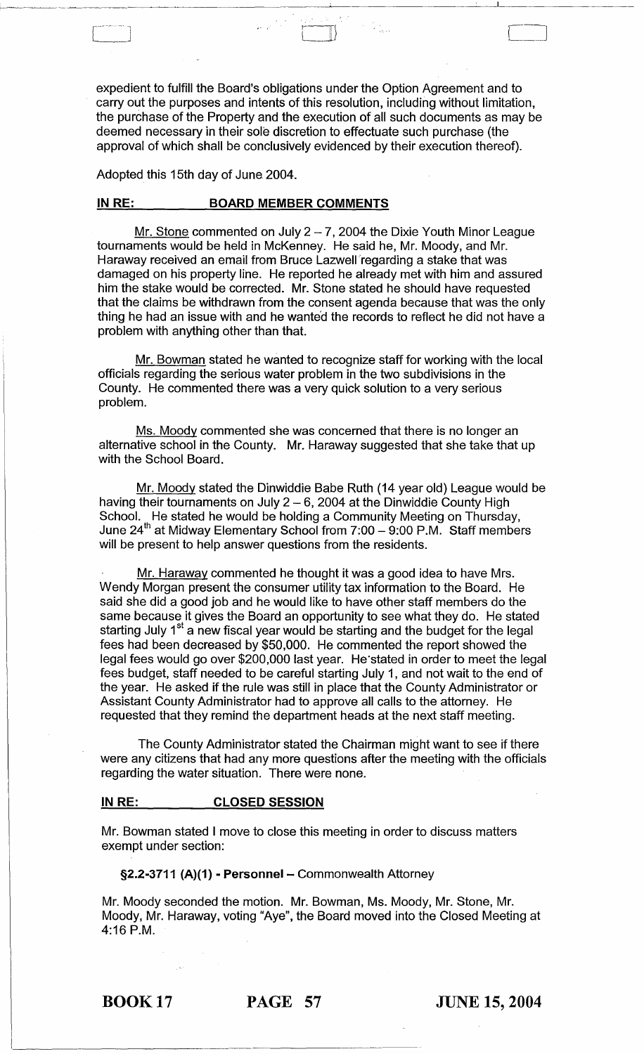expedient to fulfill the Board's obligations under the Option Agreement and to carry out the purposes and intents of this resolution, including without limitation, the purchase of the Property and the execution of all such documents as may be deemed necessary in their sole discretion to effectuate such purchase (the approval of which shall be conclusively evidenced by their execution thereof).

Adopted this 15th day of June 2004.

**IN RE: BOARD MEMBER COMMENTS**

Mr. Stone commented on July 2 – 7, 2004 the Dixie Youth Minor League tournaments would be held in McKenney. He said he, Mr. Moody, and Mr. Haraway received an email from Bruce Lazwell regarding a stake that was damaged on his property line. He reported he already met with him and assured him the stake would be corrected. Mr. Stone stated he should have requested that the claims be withdrawn from the consent agenda because that was the only thing he had an issue with and he wanted the records to reflect he did not have a problem with anything other than that.

Mr. Bowman stated he wanted to recognize staff for working with the local officials regarding the serious water problem in the two subdivisions in the County. He commented there was a very quick solution to a very serious problem.

Ms. Moody commented she was concerned that there is no longer an alternative school in the County. Mr. Haraway suggested that she take that up with the School Board.

Mr. Moody stated the Dinwiddie Babe Ruth (14 year old) League would be having their tournaments on July 2 – 6, 2004 at the Dinwiddie County High School. He stated he would be holding a Community Meeting on Thursday, June 24th at Midway Elementary School from 7:00 – 9:00 P.M. Staff members will be present to help answer questions from the residents.

Mr. Haraway commented he thought it was a good idea to have Mrs. Wendy Morgan present the consumer utility tax information to the Board. He said she did a good job and he would like to have other staff members do the same because it gives the Board an opportunity to see what they do. He stated starting July 1st a new fiscal year would be starting and the budget for the legal fees had been decreased by $50,000. He commented the report showed the legal fees would go over $200,000 last year. He stated in order to meet the legal fees budget, staff needed to be careful starting July 1, and not wait to the end of the year. He asked if the rule was still in place that the County Administrator or Assistant County Administrator had to approve all calls to the attorney. He requested that they remind the department heads at the next staff meeting.

The County Administrator stated the Chairman might want to see if there were any citizens that had any more questions after the meeting with the officials regarding the water situation. There were none.

**IN RE: CLOSED SESSION**

Mr. Bowman stated I move to close this meeting in order to discuss matters exempt under section:

**§2.2-3711 (A)(1) - Personnel** – Commonwealth Attorney

Mr. Moody seconded the motion. Mr. Bowman, Ms. Moody, Mr. Stone, Mr. Moody, Mr. Haraway, voting "Aye", the Board moved into the Closed Meeting at 4:16 P.M.

**BOOK 17 PAGE 57 JUNE 15, 2004**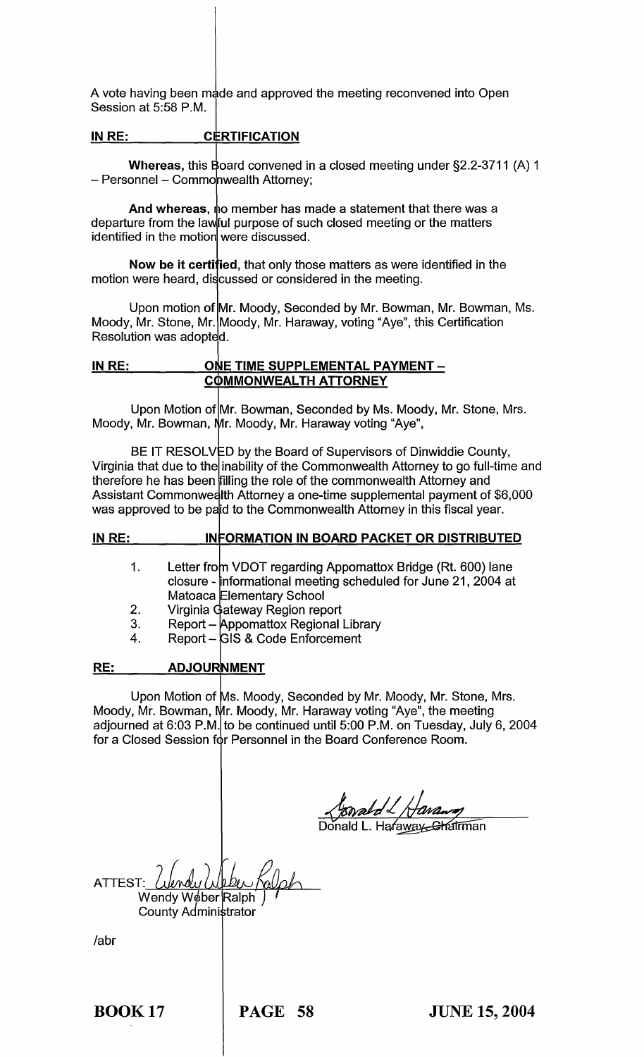A vote having been made and approved the meeting reconvened into Open Session at 5:58 P.M.

**IN RE: CERTIFICATION**

**Whereas,** this Board convened in a closed meeting under §2.2-3711 (A) 1 – Personnel – Commonwealth Attorney;

**And whereas,** no member has made a statement that there was a departure from the lawful purpose of such closed meeting or the matters identified in the motion were discussed.

**Now be it certified,** that only those matters as were identified in the motion were heard, discussed or considered in the meeting.

Upon motion of Mr. Moody, Seconded by Mr. Bowman, Mr. Bowman, Ms. Moody, Mr. Stone, Mr. Moody, Mr. Haraway, voting "Aye", this Certification Resolution was adopted.

**IN RE: ONE TIME SUPPLEMENTAL PAYMENT – COMMONWEALTH ATTORNEY**

Upon Motion of Mr. Bowman, Seconded by Ms. Moody, Mr. Stone, Mrs. Moody, Mr. Bowman, Mr. Moody, Mr. Haraway voting "Aye",

BE IT RESOLVED by the Board of Supervisors of Dinwiddie County, Virginia that due to the inability of the Commonwealth Attorney to go full-time and therefore he has been filling the role of the commonwealth Attorney and Assistant Commonwealth Attorney a one-time supplemental payment of $6,000 was approved to be paid to the Commonwealth Attorney in this fiscal year.

**IN RE: INFORMATION IN BOARD PACKET OR DISTRIBUTED**

1. Letter from VDOT regarding Appomattox Bridge (Rt. 600) lane closure - informational meeting scheduled for June 21, 2004 at Matoaca Elementary School
2. Virginia Gateway Region report
3. Report – Appomattox Regional Library
4. Report – GIS & Code Enforcement

**RE: ADJOURNMENT**

Upon Motion of Ms. Moody, Seconded by Mr. Moody, Mr. Stone, Mrs. Moody, Mr. Bowman, Mr. Moody, Mr. Haraway voting "Aye", the meeting adjourned at 6:03 P.M. to be continued until 5:00 P.M. on Tuesday, July 6, 2004 for a Closed Session for Personnel in the Board Conference Room.

Donald L. Haraway, Chairman

ATTEST: Wendy Weber Ralph
County Administrator

/abr

BOOK 17 PAGE 58 JUNE 15, 2004